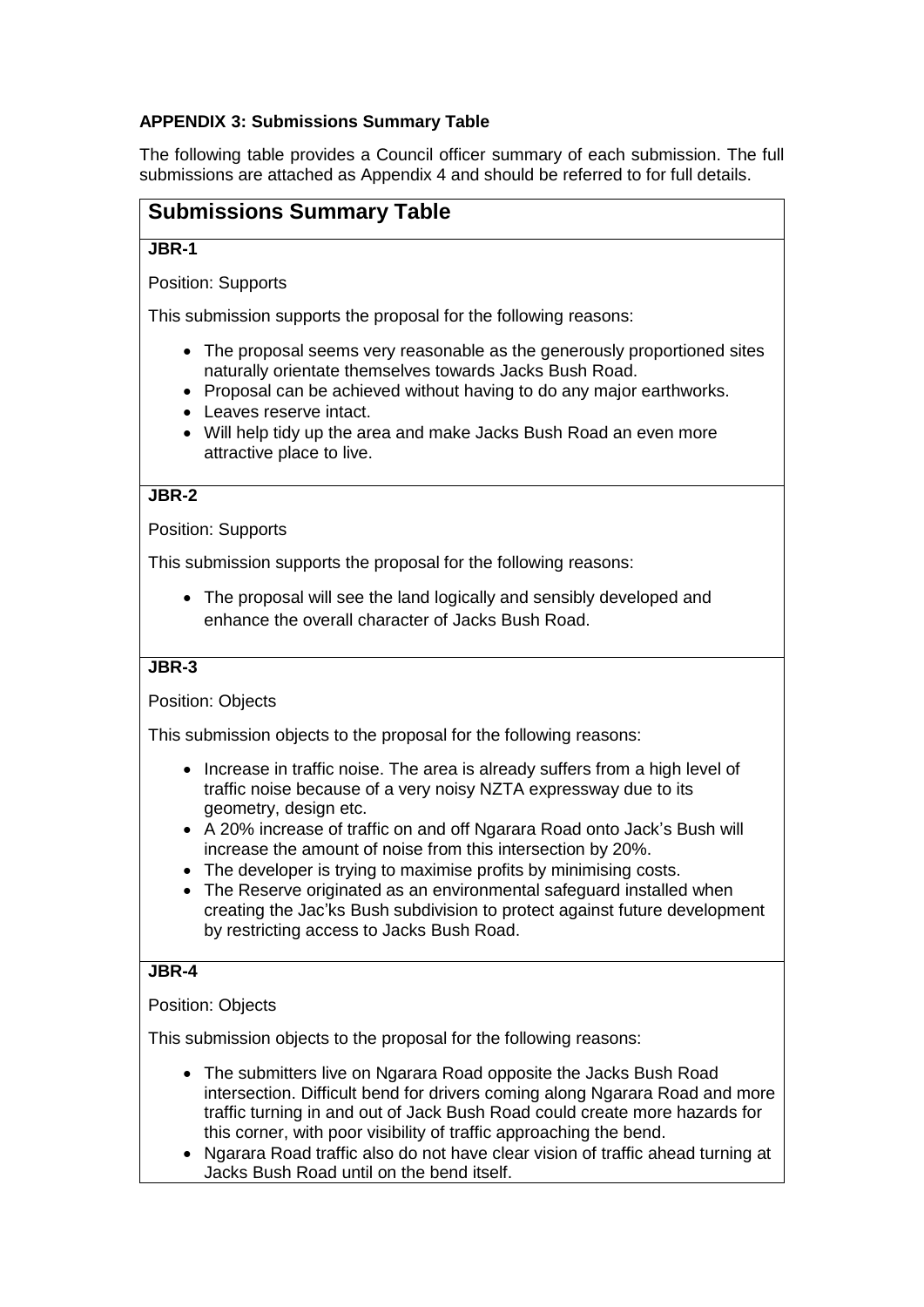**APPENDIX 3: Submissions Summary Table**

The following table provides a Council officer summary of each submission. The full submissions are attached as Appendix 4 and should be referred to for full details.

## Submissions Summary Table

**JBR-1**

Position: Supports

This submission supports the proposal for the following reasons:

- The proposal seems very reasonable as the generously proportioned sites naturally orientate themselves towards Jacks Bush Road.
- Proposal can be achieved without having to do any major earthworks.
- Leaves reserve intact.
- Will help tidy up the area and make Jacks Bush Road an even more attractive place to live.

**JBR-2**

Position: Supports

This submission supports the proposal for the following reasons:

- The proposal will see the land logically and sensibly developed and enhance the overall character of Jacks Bush Road.

**JBR-3**

Position: Objects

This submission objects to the proposal for the following reasons:

- Increase in traffic noise. The area is already suffers from a high level of traffic noise because of a very noisy NZTA expressway due to its geometry, design etc.
- A 20% increase of traffic on and off Ngarara Road onto Jack's Bush will increase the amount of noise from this intersection by 20%.
- The developer is trying to maximise profits by minimising costs.
- The Reserve originated as an environmental safeguard installed when creating the Jac'ks Bush subdivision to protect against future development by restricting access to Jacks Bush Road.

**JBR-4**

Position: Objects

This submission objects to the proposal for the following reasons:

- The submitters live on Ngarara Road opposite the Jacks Bush Road intersection. Difficult bend for drivers coming along Ngarara Road and more traffic turning in and out of Jack Bush Road could create more hazards for this corner, with poor visibility of traffic approaching the bend.
- Ngarara Road traffic also do not have clear vision of traffic ahead turning at Jacks Bush Road until on the bend itself.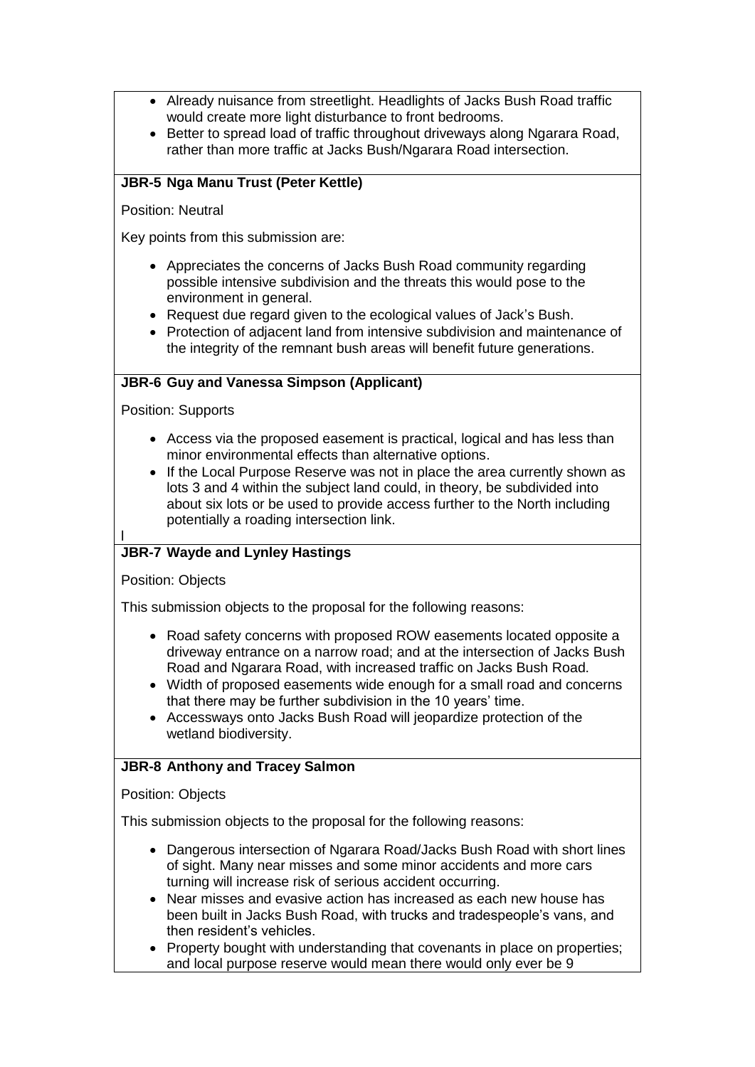- Already nuisance from streetlight. Headlights of Jacks Bush Road traffic would create more light disturbance to front bedrooms.
- Better to spread load of traffic throughout driveways along Ngarara Road, rather than more traffic at Jacks Bush/Ngarara Road intersection.

**JBR-5 Nga Manu Trust (Peter Kettle)**

Position: Neutral

Key points from this submission are:

- Appreciates the concerns of Jacks Bush Road community regarding possible intensive subdivision and the threats this would pose to the environment in general.
- Request due regard given to the ecological values of Jack's Bush.
- Protection of adjacent land from intensive subdivision and maintenance of the integrity of the remnant bush areas will benefit future generations.

**JBR-6 Guy and Vanessa Simpson (Applicant)**

Position: Supports

- Access via the proposed easement is practical, logical and has less than minor environmental effects than alternative options.
- If the Local Purpose Reserve was not in place the area currently shown as lots 3 and 4 within the subject land could, in theory, be subdivided into about six lots or be used to provide access further to the North including potentially a roading intersection link.

l

**JBR-7 Wayde and Lynley Hastings**

Position: Objects

This submission objects to the proposal for the following reasons:

- Road safety concerns with proposed ROW easements located opposite a driveway entrance on a narrow road; and at the intersection of Jacks Bush Road and Ngarara Road, with increased traffic on Jacks Bush Road.
- Width of proposed easements wide enough for a small road and concerns that there may be further subdivision in the 10 years' time.
- Accessways onto Jacks Bush Road will jeopardize protection of the wetland biodiversity.

**JBR-8 Anthony and Tracey Salmon**

Position: Objects

This submission objects to the proposal for the following reasons:

- Dangerous intersection of Ngarara Road/Jacks Bush Road with short lines of sight. Many near misses and some minor accidents and more cars turning will increase risk of serious accident occurring.
- Near misses and evasive action has increased as each new house has been built in Jacks Bush Road, with trucks and tradespeople's vans, and then resident's vehicles.
- Property bought with understanding that covenants in place on properties; and local purpose reserve would mean there would only ever be 9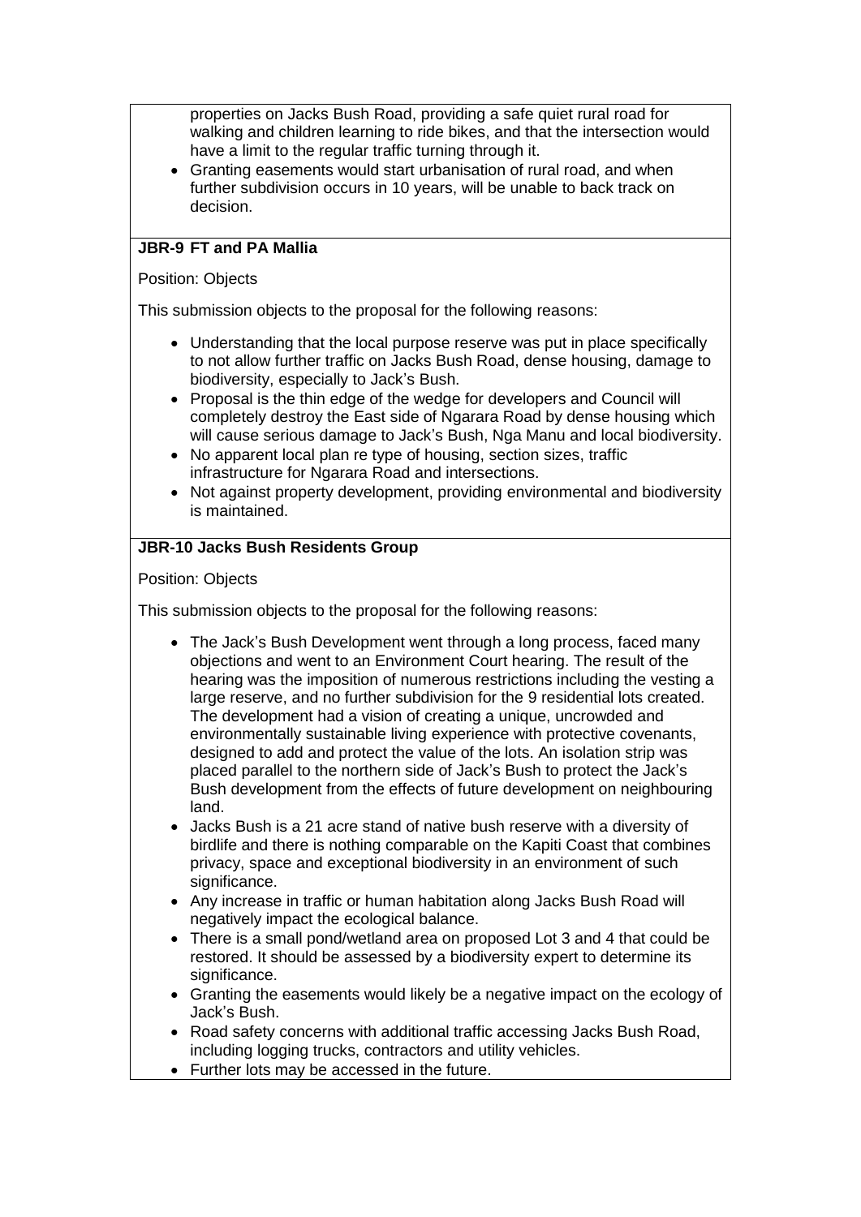properties on Jacks Bush Road, providing a safe quiet rural road for walking and children learning to ride bikes, and that the intersection would have a limit to the regular traffic turning through it.

- Granting easements would start urbanisation of rural road, and when further subdivision occurs in 10 years, will be unable to back track on decision.

**JBR-9 FT and PA Mallia**

Position: Objects

This submission objects to the proposal for the following reasons:

- Understanding that the local purpose reserve was put in place specifically to not allow further traffic on Jacks Bush Road, dense housing, damage to biodiversity, especially to Jack's Bush.
- Proposal is the thin edge of the wedge for developers and Council will completely destroy the East side of Ngarara Road by dense housing which will cause serious damage to Jack's Bush, Nga Manu and local biodiversity.
- No apparent local plan re type of housing, section sizes, traffic infrastructure for Ngarara Road and intersections.
- Not against property development, providing environmental and biodiversity is maintained.

**JBR-10 Jacks Bush Residents Group**

Position: Objects

This submission objects to the proposal for the following reasons:

- The Jack's Bush Development went through a long process, faced many objections and went to an Environment Court hearing. The result of the hearing was the imposition of numerous restrictions including the vesting a large reserve, and no further subdivision for the 9 residential lots created. The development had a vision of creating a unique, uncrowded and environmentally sustainable living experience with protective covenants, designed to add and protect the value of the lots. An isolation strip was placed parallel to the northern side of Jack's Bush to protect the Jack's Bush development from the effects of future development on neighbouring land.
- Jacks Bush is a 21 acre stand of native bush reserve with a diversity of birdlife and there is nothing comparable on the Kapiti Coast that combines privacy, space and exceptional biodiversity in an environment of such significance.
- Any increase in traffic or human habitation along Jacks Bush Road will negatively impact the ecological balance.
- There is a small pond/wetland area on proposed Lot 3 and 4 that could be restored. It should be assessed by a biodiversity expert to determine its significance.
- Granting the easements would likely be a negative impact on the ecology of Jack's Bush.
- Road safety concerns with additional traffic accessing Jacks Bush Road, including logging trucks, contractors and utility vehicles.
- Further lots may be accessed in the future.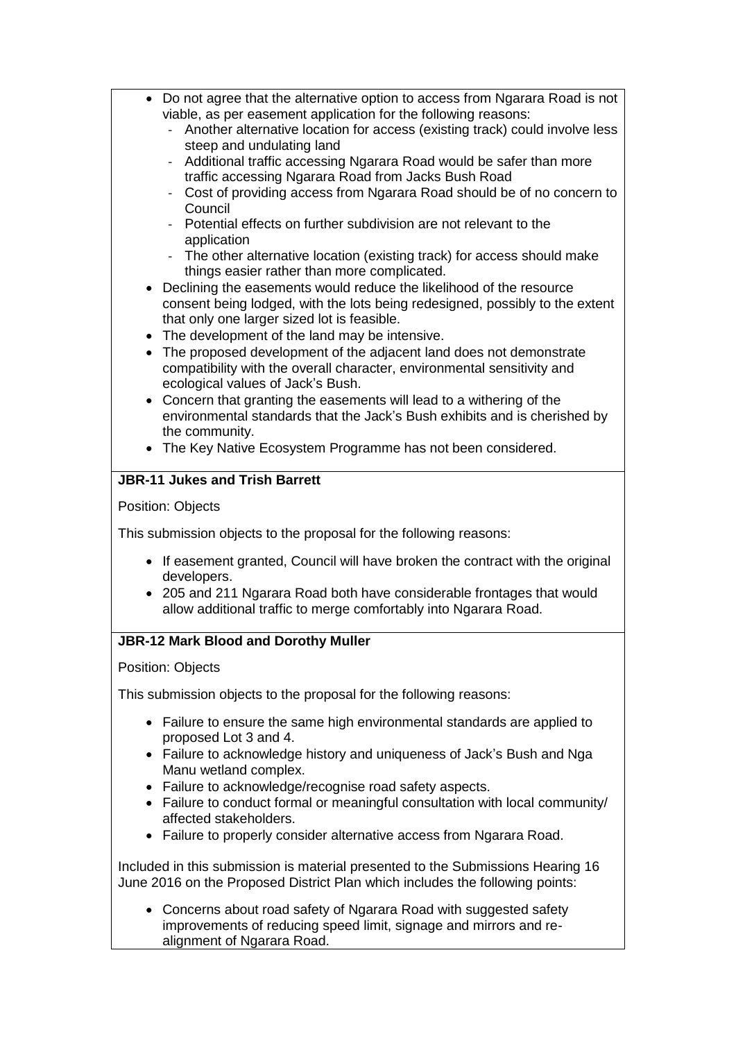- Do not agree that the alternative option to access from Ngarara Road is not viable, as per easement application for the following reasons:
  - Another alternative location for access (existing track) could involve less steep and undulating land
  - Additional traffic accessing Ngarara Road would be safer than more traffic accessing Ngarara Road from Jacks Bush Road
  - Cost of providing access from Ngarara Road should be of no concern to Council
  - Potential effects on further subdivision are not relevant to the application
  - The other alternative location (existing track) for access should make things easier rather than more complicated.
- Declining the easements would reduce the likelihood of the resource consent being lodged, with the lots being redesigned, possibly to the extent that only one larger sized lot is feasible.
- The development of the land may be intensive.
- The proposed development of the adjacent land does not demonstrate compatibility with the overall character, environmental sensitivity and ecological values of Jack's Bush.
- Concern that granting the easements will lead to a withering of the environmental standards that the Jack's Bush exhibits and is cherished by the community.
- The Key Native Ecosystem Programme has not been considered.

**JBR-11 Jukes and Trish Barrett**

Position: Objects

This submission objects to the proposal for the following reasons:

- If easement granted, Council will have broken the contract with the original developers.
- 205 and 211 Ngarara Road both have considerable frontages that would allow additional traffic to merge comfortably into Ngarara Road.

**JBR-12 Mark Blood and Dorothy Muller**

Position: Objects

This submission objects to the proposal for the following reasons:

- Failure to ensure the same high environmental standards are applied to proposed Lot 3 and 4.
- Failure to acknowledge history and uniqueness of Jack's Bush and Nga Manu wetland complex.
- Failure to acknowledge/recognise road safety aspects.
- Failure to conduct formal or meaningful consultation with local community/ affected stakeholders.
- Failure to properly consider alternative access from Ngarara Road.

Included in this submission is material presented to the Submissions Hearing 16 June 2016 on the Proposed District Plan which includes the following points:

- Concerns about road safety of Ngarara Road with suggested safety improvements of reducing speed limit, signage and mirrors and re-alignment of Ngarara Road.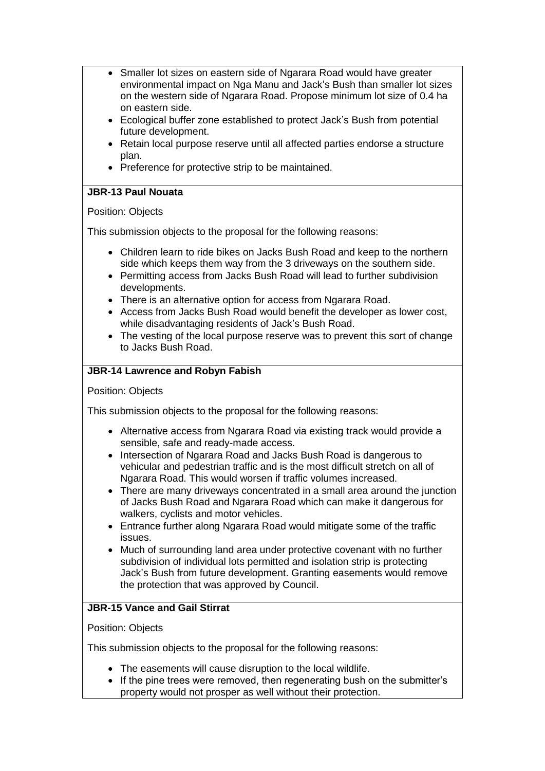- Smaller lot sizes on eastern side of Ngarara Road would have greater environmental impact on Nga Manu and Jack's Bush than smaller lot sizes on the western side of Ngarara Road. Propose minimum lot size of 0.4 ha on eastern side.
- Ecological buffer zone established to protect Jack's Bush from potential future development.
- Retain local purpose reserve until all affected parties endorse a structure plan.
- Preference for protective strip to be maintained.

**JBR-13 Paul Nouata**

Position: Objects

This submission objects to the proposal for the following reasons:

- Children learn to ride bikes on Jacks Bush Road and keep to the northern side which keeps them way from the 3 driveways on the southern side.
- Permitting access from Jacks Bush Road will lead to further subdivision developments.
- There is an alternative option for access from Ngarara Road.
- Access from Jacks Bush Road would benefit the developer as lower cost, while disadvantaging residents of Jack's Bush Road.
- The vesting of the local purpose reserve was to prevent this sort of change to Jacks Bush Road.

**JBR-14 Lawrence and Robyn Fabish**

Position: Objects

This submission objects to the proposal for the following reasons:

- Alternative access from Ngarara Road via existing track would provide a sensible, safe and ready-made access.
- Intersection of Ngarara Road and Jacks Bush Road is dangerous to vehicular and pedestrian traffic and is the most difficult stretch on all of Ngarara Road. This would worsen if traffic volumes increased.
- There are many driveways concentrated in a small area around the junction of Jacks Bush Road and Ngarara Road which can make it dangerous for walkers, cyclists and motor vehicles.
- Entrance further along Ngarara Road would mitigate some of the traffic issues.
- Much of surrounding land area under protective covenant with no further subdivision of individual lots permitted and isolation strip is protecting Jack's Bush from future development. Granting easements would remove the protection that was approved by Council.

**JBR-15 Vance and Gail Stirrat**

Position: Objects

This submission objects to the proposal for the following reasons:

- The easements will cause disruption to the local wildlife.
- If the pine trees were removed, then regenerating bush on the submitter's property would not prosper as well without their protection.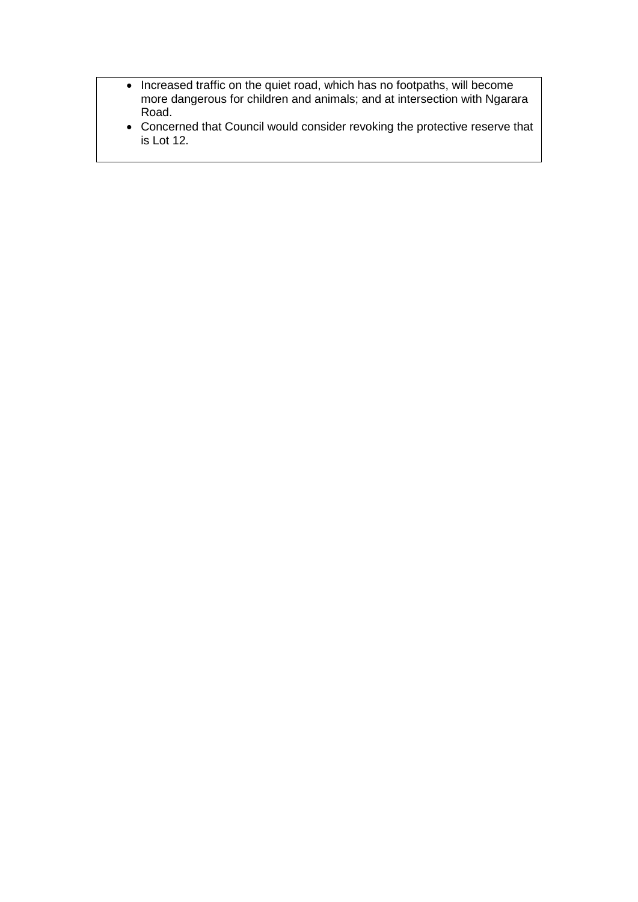- Increased traffic on the quiet road, which has no footpaths, will become more dangerous for children and animals; and at intersection with Ngarara Road.
- Concerned that Council would consider revoking the protective reserve that is Lot 12.